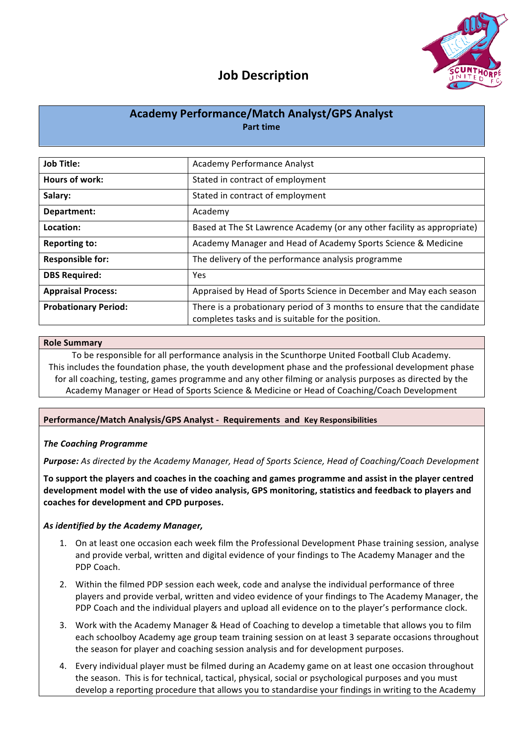# Job Description

## Academy Performance/Match Analyst/GPS Analyst

**Part time**

| | |
|---|---|
| **Job Title:** | Academy Performance Analyst |
| **Hours of work:** | Stated in contract of employment |
| **Salary:** | Stated in contract of employment |
| **Department:** | Academy |
| **Location:** | Based at The St Lawrence Academy (or any other facility as appropriate) |
| **Reporting to:** | Academy Manager and Head of Academy Sports Science & Medicine |
| **Responsible for:** | The delivery of the performance analysis programme |
| **DBS Required:** | Yes |
| **Appraisal Process:** | Appraised by Head of Sports Science in December and May each season |
| **Probationary Period:** | There is a probationary period of 3 months to ensure that the candidate completes tasks and is suitable for the position. |

### Role Summary

To be responsible for all performance analysis in the Scunthorpe United Football Club Academy. This includes the foundation phase, the youth development phase and the professional development phase for all coaching, testing, games programme and any other filming or analysis purposes as directed by the Academy Manager or Head of Sports Science & Medicine or Head of Coaching/Coach Development

### Performance/Match Analysis/GPS Analyst - Requirements and Key Responsibilities

***The Coaching Programme***

***Purpose:*** *As directed by the Academy Manager, Head of Sports Science, Head of Coaching/Coach Development*

**To support the players and coaches in the coaching and games programme and assist in the player centred development model with the use of video analysis, GPS monitoring, statistics and feedback to players and coaches for development and CPD purposes.**

***As identified by the Academy Manager,***

1. On at least one occasion each week film the Professional Development Phase training session, analyse and provide verbal, written and digital evidence of your findings to The Academy Manager and the PDP Coach.
2. Within the filmed PDP session each week, code and analyse the individual performance of three players and provide verbal, written and video evidence of your findings to The Academy Manager, the PDP Coach and the individual players and upload all evidence on to the player's performance clock.
3. Work with the Academy Manager & Head of Coaching to develop a timetable that allows you to film each schoolboy Academy age group team training session on at least 3 separate occasions throughout the season for player and coaching session analysis and for development purposes.
4. Every individual player must be filmed during an Academy game on at least one occasion throughout the season. This is for technical, tactical, physical, social or psychological purposes and you must develop a reporting procedure that allows you to standardise your findings in writing to the Academy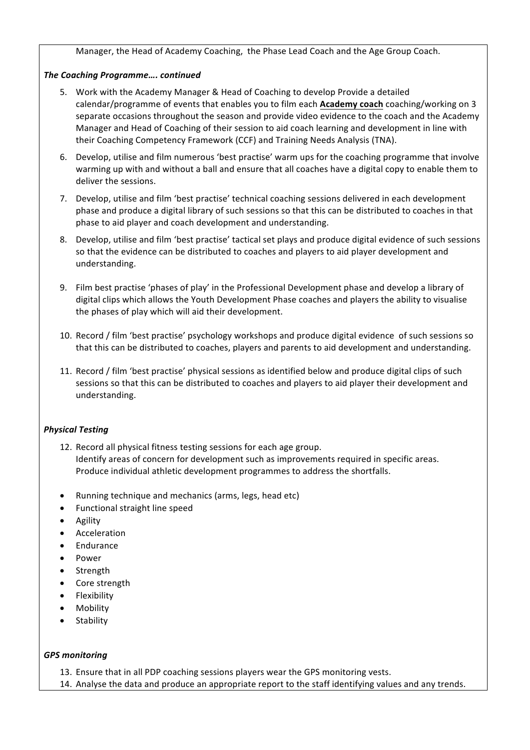Manager, the Head of Academy Coaching, the Phase Lead Coach and the Age Group Coach.

***The Coaching Programme…. continued***

5. Work with the Academy Manager & Head of Coaching to develop Provide a detailed calendar/programme of events that enables you to film each **Academy coach** coaching/working on 3 separate occasions throughout the season and provide video evidence to the coach and the Academy Manager and Head of Coaching of their session to aid coach learning and development in line with their Coaching Competency Framework (CCF) and Training Needs Analysis (TNA).
6. Develop, utilise and film numerous 'best practise' warm ups for the coaching programme that involve warming up with and without a ball and ensure that all coaches have a digital copy to enable them to deliver the sessions.
7. Develop, utilise and film 'best practise' technical coaching sessions delivered in each development phase and produce a digital library of such sessions so that this can be distributed to coaches in that phase to aid player and coach development and understanding.
8. Develop, utilise and film 'best practise' tactical set plays and produce digital evidence of such sessions so that the evidence can be distributed to coaches and players to aid player development and understanding.
9. Film best practise 'phases of play' in the Professional Development phase and develop a library of digital clips which allows the Youth Development Phase coaches and players the ability to visualise the phases of play which will aid their development.
10. Record / film 'best practise' psychology workshops and produce digital evidence of such sessions so that this can be distributed to coaches, players and parents to aid development and understanding.
11. Record / film 'best practise' physical sessions as identified below and produce digital clips of such sessions so that this can be distributed to coaches and players to aid player their development and understanding.

***Physical Testing***

12. Record all physical fitness testing sessions for each age group.
    Identify areas of concern for development such as improvements required in specific areas.
    Produce individual athletic development programmes to address the shortfalls.

- Running technique and mechanics (arms, legs, head etc)
- Functional straight line speed
- Agility
- Acceleration
- Endurance
- Power
- Strength
- Core strength
- Flexibility
- Mobility
- Stability

***GPS monitoring***

13. Ensure that in all PDP coaching sessions players wear the GPS monitoring vests.
14. Analyse the data and produce an appropriate report to the staff identifying values and any trends.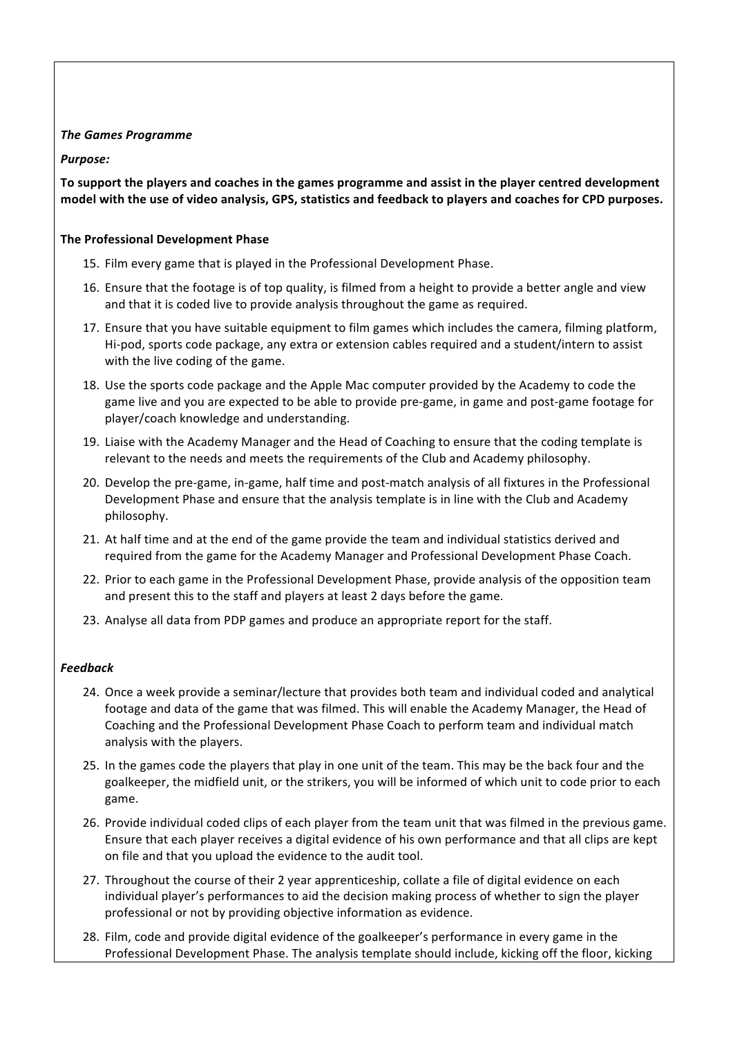***The Games Programme***

***Purpose:***

**To support the players and coaches in the games programme and assist in the player centred development model with the use of video analysis, GPS, statistics and feedback to players and coaches for CPD purposes.**

**The Professional Development Phase**

15. Film every game that is played in the Professional Development Phase.
16. Ensure that the footage is of top quality, is filmed from a height to provide a better angle and view and that it is coded live to provide analysis throughout the game as required.
17. Ensure that you have suitable equipment to film games which includes the camera, filming platform, Hi-pod, sports code package, any extra or extension cables required and a student/intern to assist with the live coding of the game.
18. Use the sports code package and the Apple Mac computer provided by the Academy to code the game live and you are expected to be able to provide pre-game, in game and post-game footage for player/coach knowledge and understanding.
19. Liaise with the Academy Manager and the Head of Coaching to ensure that the coding template is relevant to the needs and meets the requirements of the Club and Academy philosophy.
20. Develop the pre-game, in-game, half time and post-match analysis of all fixtures in the Professional Development Phase and ensure that the analysis template is in line with the Club and Academy philosophy.
21. At half time and at the end of the game provide the team and individual statistics derived and required from the game for the Academy Manager and Professional Development Phase Coach.
22. Prior to each game in the Professional Development Phase, provide analysis of the opposition team and present this to the staff and players at least 2 days before the game.
23. Analyse all data from PDP games and produce an appropriate report for the staff.

***Feedback***

24. Once a week provide a seminar/lecture that provides both team and individual coded and analytical footage and data of the game that was filmed. This will enable the Academy Manager, the Head of Coaching and the Professional Development Phase Coach to perform team and individual match analysis with the players.
25. In the games code the players that play in one unit of the team. This may be the back four and the goalkeeper, the midfield unit, or the strikers, you will be informed of which unit to code prior to each game.
26. Provide individual coded clips of each player from the team unit that was filmed in the previous game. Ensure that each player receives a digital evidence of his own performance and that all clips are kept on file and that you upload the evidence to the audit tool.
27. Throughout the course of their 2 year apprenticeship, collate a file of digital evidence on each individual player's performances to aid the decision making process of whether to sign the player professional or not by providing objective information as evidence.
28. Film, code and provide digital evidence of the goalkeeper's performance in every game in the Professional Development Phase. The analysis template should include, kicking off the floor, kicking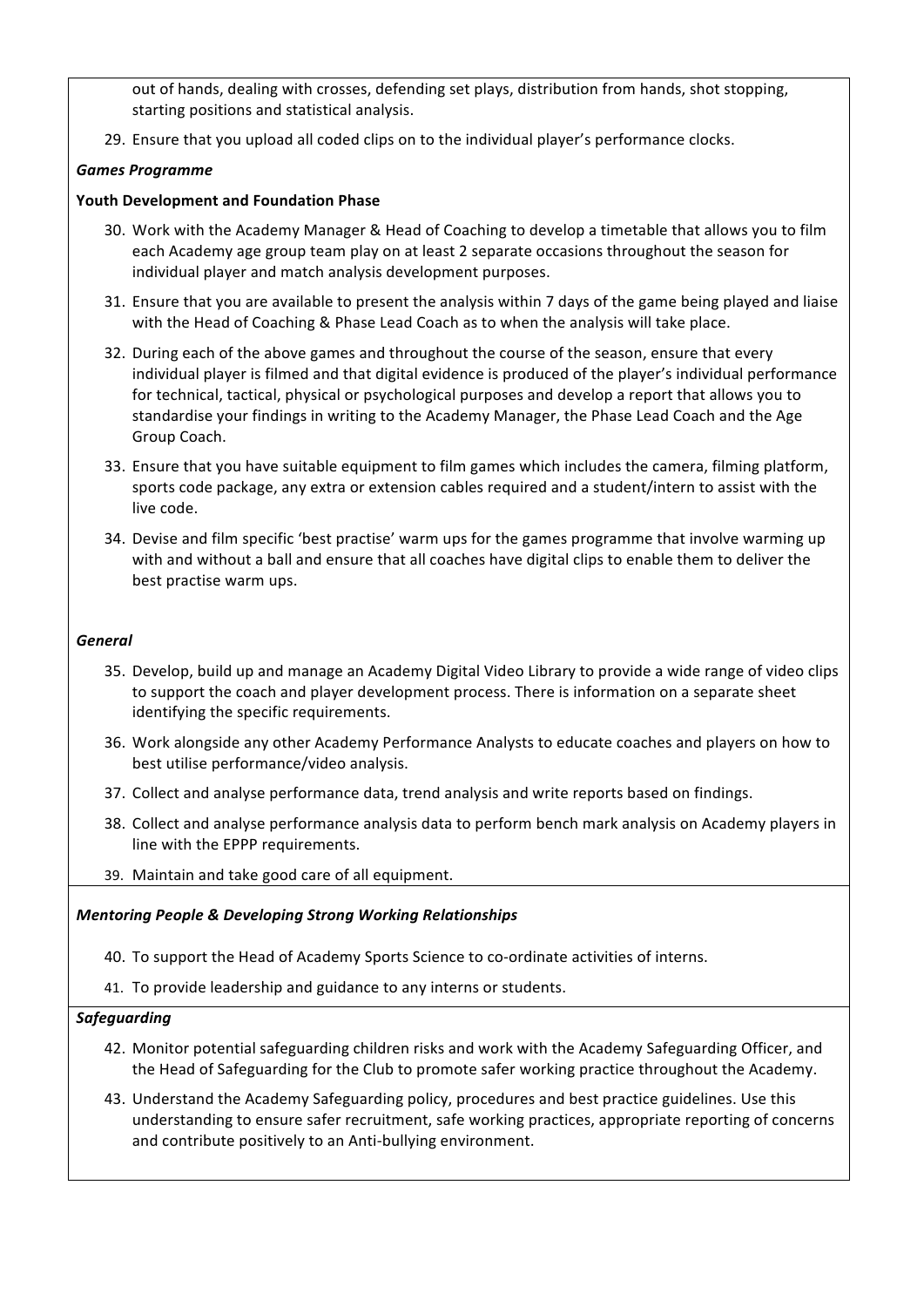out of hands, dealing with crosses, defending set plays, distribution from hands, shot stopping, starting positions and statistical analysis.

29. Ensure that you upload all coded clips on to the individual player's performance clocks.

***Games Programme***

**Youth Development and Foundation Phase**

30. Work with the Academy Manager & Head of Coaching to develop a timetable that allows you to film each Academy age group team play on at least 2 separate occasions throughout the season for individual player and match analysis development purposes.
31. Ensure that you are available to present the analysis within 7 days of the game being played and liaise with the Head of Coaching & Phase Lead Coach as to when the analysis will take place.
32. During each of the above games and throughout the course of the season, ensure that every individual player is filmed and that digital evidence is produced of the player's individual performance for technical, tactical, physical or psychological purposes and develop a report that allows you to standardise your findings in writing to the Academy Manager, the Phase Lead Coach and the Age Group Coach.
33. Ensure that you have suitable equipment to film games which includes the camera, filming platform, sports code package, any extra or extension cables required and a student/intern to assist with the live code.
34. Devise and film specific 'best practise' warm ups for the games programme that involve warming up with and without a ball and ensure that all coaches have digital clips to enable them to deliver the best practise warm ups.

***General***

35. Develop, build up and manage an Academy Digital Video Library to provide a wide range of video clips to support the coach and player development process. There is information on a separate sheet identifying the specific requirements.
36. Work alongside any other Academy Performance Analysts to educate coaches and players on how to best utilise performance/video analysis.
37. Collect and analyse performance data, trend analysis and write reports based on findings.
38. Collect and analyse performance analysis data to perform bench mark analysis on Academy players in line with the EPPP requirements.
39. Maintain and take good care of all equipment.

***Mentoring People & Developing Strong Working Relationships***

40. To support the Head of Academy Sports Science to co-ordinate activities of interns.
41. To provide leadership and guidance to any interns or students.

***Safeguarding***

42. Monitor potential safeguarding children risks and work with the Academy Safeguarding Officer, and the Head of Safeguarding for the Club to promote safer working practice throughout the Academy.
43. Understand the Academy Safeguarding policy, procedures and best practice guidelines. Use this understanding to ensure safer recruitment, safe working practices, appropriate reporting of concerns and contribute positively to an Anti-bullying environment.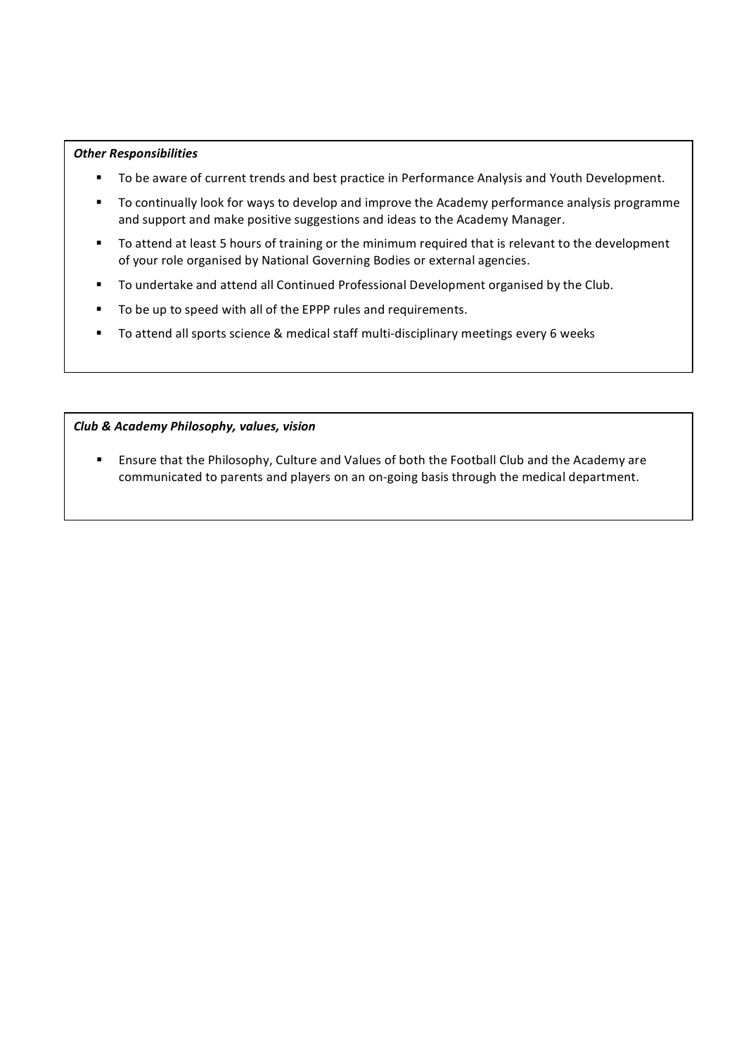***Other Responsibilities***

- To be aware of current trends and best practice in Performance Analysis and Youth Development.
- To continually look for ways to develop and improve the Academy performance analysis programme and support and make positive suggestions and ideas to the Academy Manager.
- To attend at least 5 hours of training or the minimum required that is relevant to the development of your role organised by National Governing Bodies or external agencies.
- To undertake and attend all Continued Professional Development organised by the Club.
- To be up to speed with all of the EPPP rules and requirements.
- To attend all sports science & medical staff multi-disciplinary meetings every 6 weeks

***Club & Academy Philosophy, values, vision***

- Ensure that the Philosophy, Culture and Values of both the Football Club and the Academy are communicated to parents and players on an on-going basis through the medical department.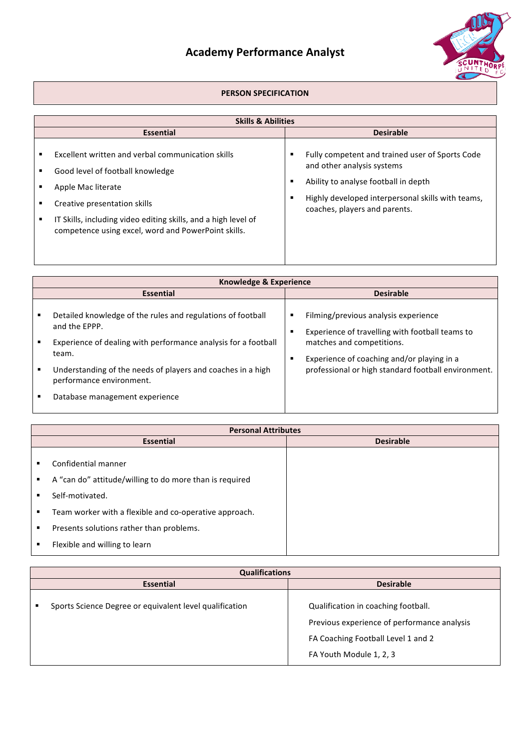# Academy Performance Analyst

## PERSON SPECIFICATION

| Skills & Abilities | |
|---|---|
| **Essential** | **Desirable** |
| ▪ Excellent written and verbal communication skills<br>▪ Good level of football knowledge<br>▪ Apple Mac literate<br>▪ Creative presentation skills<br>▪ IT Skills, including video editing skills, and a high level of competence using excel, word and PowerPoint skills. | ▪ Fully competent and trained user of Sports Code and other analysis systems<br>▪ Ability to analyse football in depth<br>▪ Highly developed interpersonal skills with teams, coaches, players and parents. |

| Knowledge & Experience | |
|---|---|
| **Essential** | **Desirable** |
| ▪ Detailed knowledge of the rules and regulations of football and the EPPP.<br>▪ Experience of dealing with performance analysis for a football team.<br>▪ Understanding of the needs of players and coaches in a high performance environment.<br>▪ Database management experience | ▪ Filming/previous analysis experience<br>▪ Experience of travelling with football teams to matches and competitions.<br>▪ Experience of coaching and/or playing in a professional or high standard football environment. |

| Personal Attributes | |
|---|---|
| **Essential** | **Desirable** |
| ▪ Confidential manner<br>▪ A "can do" attitude/willing to do more than is required<br>▪ Self-motivated.<br>▪ Team worker with a flexible and co-operative approach.<br>▪ Presents solutions rather than problems.<br>▪ Flexible and willing to learn | |

| Qualifications | |
|---|---|
| **Essential** | **Desirable** |
| ▪ Sports Science Degree or equivalent level qualification | Qualification in coaching football.<br>Previous experience of performance analysis<br>FA Coaching Football Level 1 and 2<br>FA Youth Module 1, 2, 3 |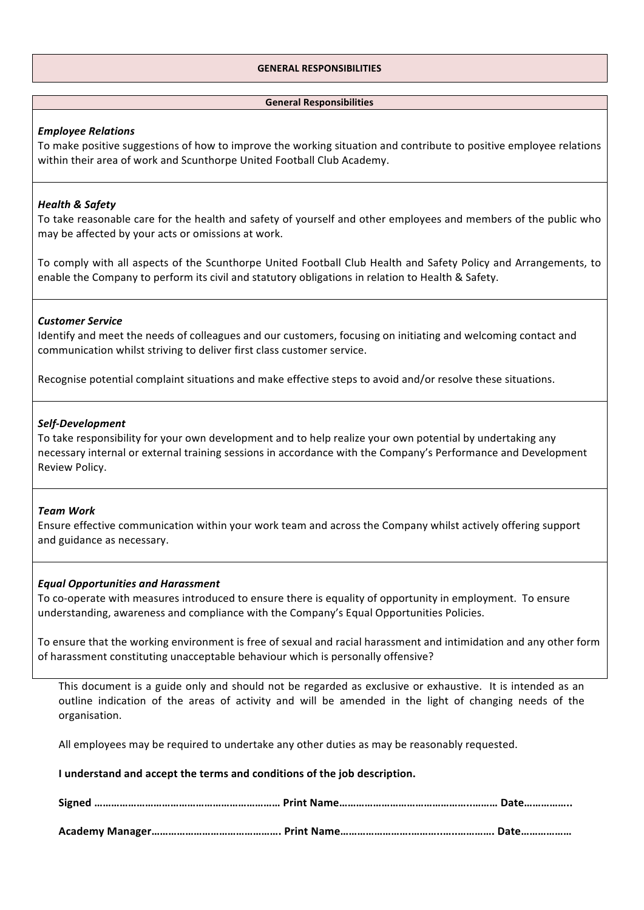## GENERAL RESPONSIBILITIES

### General Responsibilities

***Employee Relations***

To make positive suggestions of how to improve the working situation and contribute to positive employee relations within their area of work and Scunthorpe United Football Club Academy.

***Health & Safety***

To take reasonable care for the health and safety of yourself and other employees and members of the public who may be affected by your acts or omissions at work.

To comply with all aspects of the Scunthorpe United Football Club Health and Safety Policy and Arrangements, to enable the Company to perform its civil and statutory obligations in relation to Health & Safety.

***Customer Service***

Identify and meet the needs of colleagues and our customers, focusing on initiating and welcoming contact and communication whilst striving to deliver first class customer service.

Recognise potential complaint situations and make effective steps to avoid and/or resolve these situations.

***Self-Development***

To take responsibility for your own development and to help realize your own potential by undertaking any necessary internal or external training sessions in accordance with the Company's Performance and Development Review Policy.

***Team Work***

Ensure effective communication within your work team and across the Company whilst actively offering support and guidance as necessary.

***Equal Opportunities and Harassment***

To co-operate with measures introduced to ensure there is equality of opportunity in employment. To ensure understanding, awareness and compliance with the Company's Equal Opportunities Policies.

To ensure that the working environment is free of sexual and racial harassment and intimidation and any other form of harassment constituting unacceptable behaviour which is personally offensive?

This document is a guide only and should not be regarded as exclusive or exhaustive. It is intended as an outline indication of the areas of activity and will be amended in the light of changing needs of the organisation.

All employees may be required to undertake any other duties as may be reasonably requested.

**I understand and accept the terms and conditions of the job description.**

**Signed ………………………………………………………… Print Name……………………………………………..……… Date……………..**

**Academy Manager………………………………………. Print Name…………………………………..…………. Date………………**